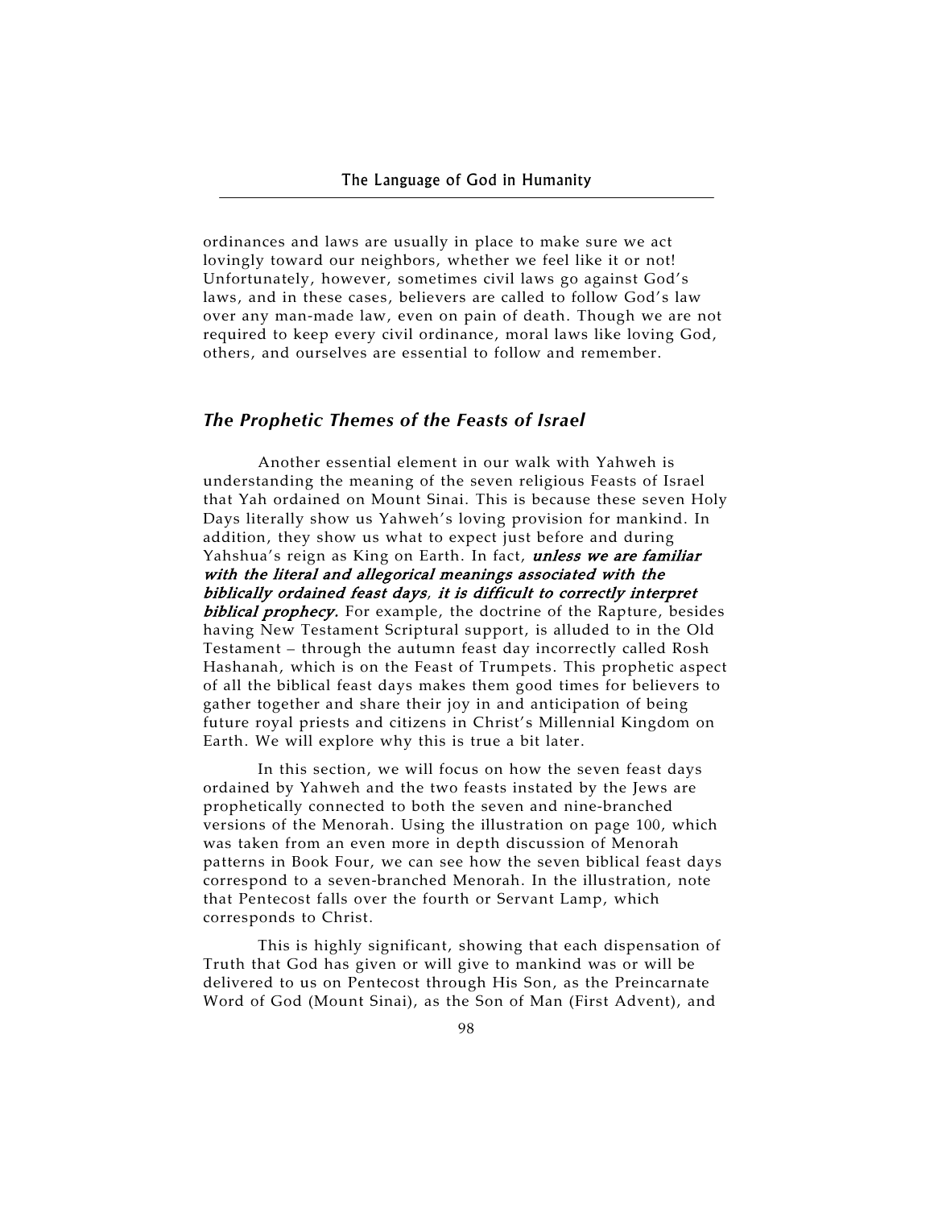ordinances and laws are usually in place to make sure we act lovingly toward our neighbors, whether we feel like it or not! Unfortunately, however, sometimes civil laws go against God's laws, and in these cases, believers are called to follow God's law over any man-made law, even on pain of death. Though we are not required to keep every civil ordinance, moral laws like loving God, others, and ourselves are essential to follow and remember.

## *The Prophetic Themes of the Feasts of Israel*

Another essential element in our walk with Yahweh is understanding the meaning of the seven religious Feasts of Israel that Yah ordained on Mount Sinai. This is because these seven Holy Days literally show us Yahweh's loving provision for mankind. In addition, they show us what to expect just before and during Yahshua's reign as King on Earth. In fact, ***unless we are familiar with the literal and allegorical meanings associated with the biblically ordained feast days, it is difficult to correctly interpret biblical prophecy.*** For example, the doctrine of the Rapture, besides having New Testament Scriptural support, is alluded to in the Old Testament – through the autumn feast day incorrectly called Rosh Hashanah, which is on the Feast of Trumpets. This prophetic aspect of all the biblical feast days makes them good times for believers to gather together and share their joy in and anticipation of being future royal priests and citizens in Christ's Millennial Kingdom on Earth. We will explore why this is true a bit later.

In this section, we will focus on how the seven feast days ordained by Yahweh and the two feasts instated by the Jews are prophetically connected to both the seven and nine-branched versions of the Menorah. Using the illustration on page 100, which was taken from an even more in depth discussion of Menorah patterns in Book Four, we can see how the seven biblical feast days correspond to a seven-branched Menorah. In the illustration, note that Pentecost falls over the fourth or Servant Lamp, which corresponds to Christ.

This is highly significant, showing that each dispensation of Truth that God has given or will give to mankind was or will be delivered to us on Pentecost through His Son, as the Preincarnate Word of God (Mount Sinai), as the Son of Man (First Advent), and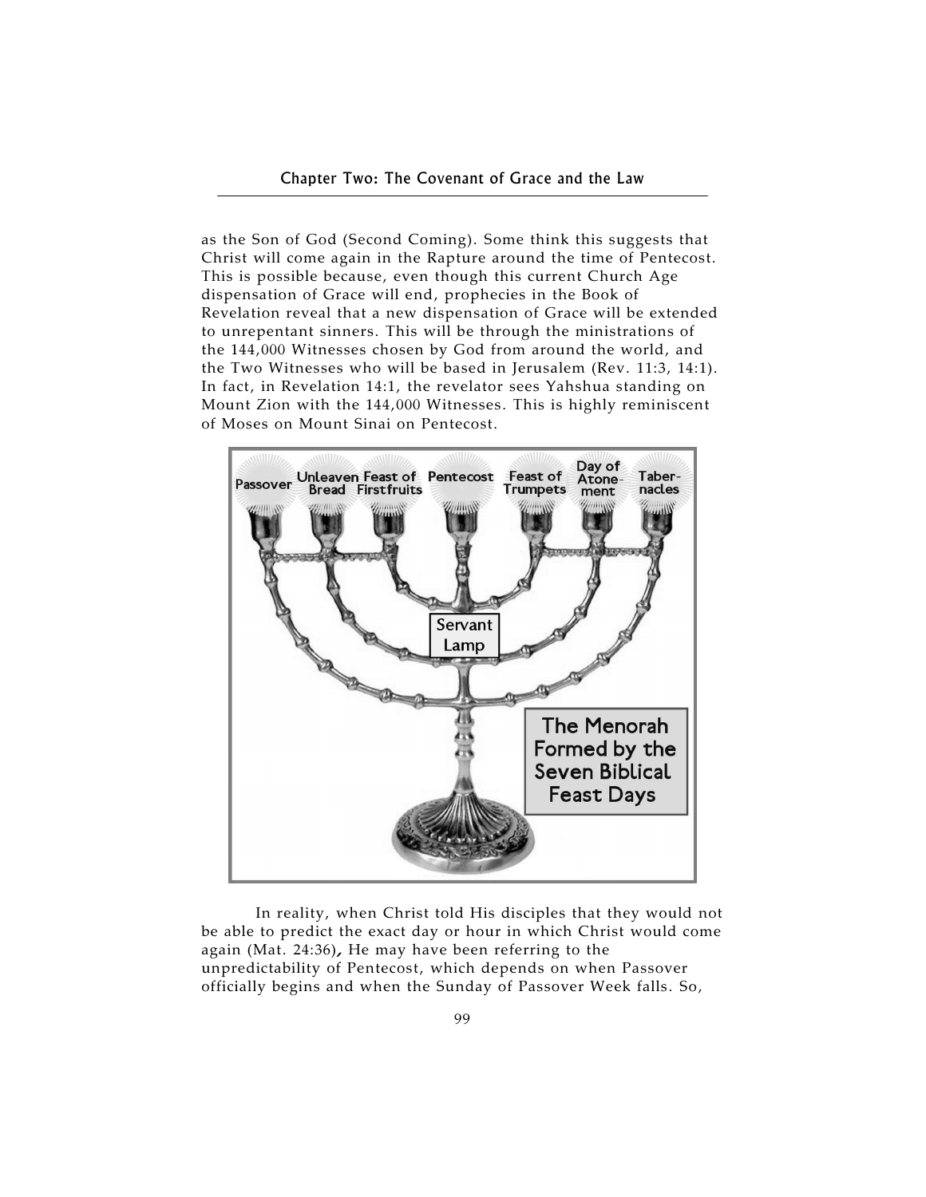as the Son of God (Second Coming). Some think this suggests that Christ will come again in the Rapture around the time of Pentecost. This is possible because, even though this current Church Age dispensation of Grace will end, prophecies in the Book of Revelation reveal that a new dispensation of Grace will be extended to unrepentant sinners. This will be through the ministrations of the 144,000 Witnesses chosen by God from around the world, and the Two Witnesses who will be based in Jerusalem (Rev. 11:3, 14:1). In fact, in Revelation 14:1, the revelator sees Yahshua standing on Mount Zion with the 144,000 Witnesses. This is highly reminiscent of Moses on Mount Sinai on Pentecost.

Passover | Unleaven Bread | Feast of Firstfruits | Pentecost | Feast of Trumpets | Day of Atonement | Tabernacles

Servant Lamp

The Menorah Formed by the Seven Biblical Feast Days

In reality, when Christ told His disciples that they would not be able to predict the exact day or hour in which Christ would come again (Mat. 24:36), He may have been referring to the unpredictability of Pentecost, which depends on when Passover officially begins and when the Sunday of Passover Week falls. So,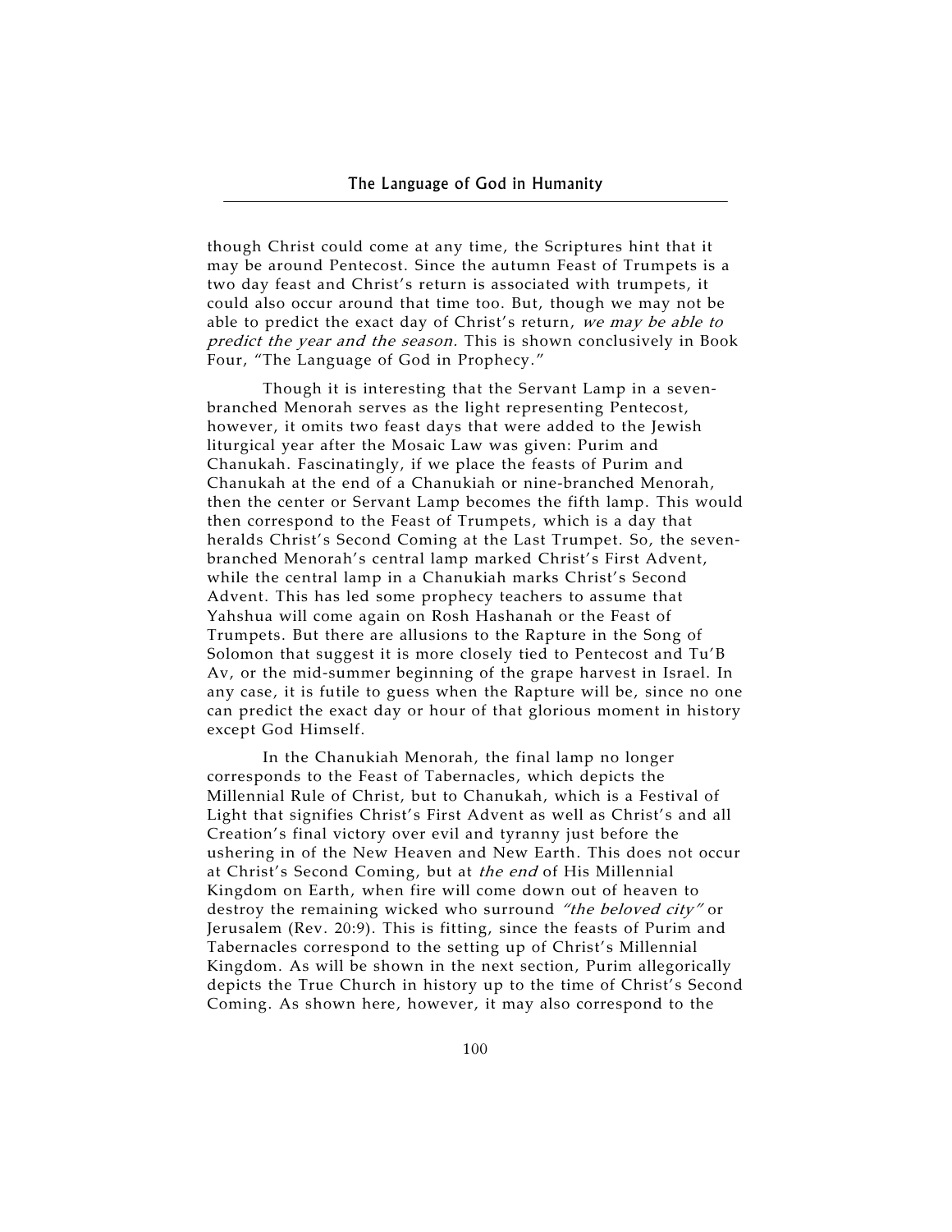though Christ could come at any time, the Scriptures hint that it may be around Pentecost. Since the autumn Feast of Trumpets is a two day feast and Christ's return is associated with trumpets, it could also occur around that time too. But, though we may not be able to predict the exact day of Christ's return, *we may be able to predict the year and the season.* This is shown conclusively in Book Four, "The Language of God in Prophecy."

Though it is interesting that the Servant Lamp in a seven-branched Menorah serves as the light representing Pentecost, however, it omits two feast days that were added to the Jewish liturgical year after the Mosaic Law was given: Purim and Chanukah. Fascinatingly, if we place the feasts of Purim and Chanukah at the end of a Chanukiah or nine-branched Menorah, then the center or Servant Lamp becomes the fifth lamp. This would then correspond to the Feast of Trumpets, which is a day that heralds Christ's Second Coming at the Last Trumpet. So, the seven-branched Menorah's central lamp marked Christ's First Advent, while the central lamp in a Chanukiah marks Christ's Second Advent. This has led some prophecy teachers to assume that Yahshua will come again on Rosh Hashanah or the Feast of Trumpets. But there are allusions to the Rapture in the Song of Solomon that suggest it is more closely tied to Pentecost and Tu'B Av, or the mid-summer beginning of the grape harvest in Israel. In any case, it is futile to guess when the Rapture will be, since no one can predict the exact day or hour of that glorious moment in history except God Himself.

In the Chanukiah Menorah, the final lamp no longer corresponds to the Feast of Tabernacles, which depicts the Millennial Rule of Christ, but to Chanukah, which is a Festival of Light that signifies Christ's First Advent as well as Christ's and all Creation's final victory over evil and tyranny just before the ushering in of the New Heaven and New Earth. This does not occur at Christ's Second Coming, but at *the end* of His Millennial Kingdom on Earth, when fire will come down out of heaven to destroy the remaining wicked who surround *"the beloved city"* or Jerusalem (Rev. 20:9). This is fitting, since the feasts of Purim and Tabernacles correspond to the setting up of Christ's Millennial Kingdom. As will be shown in the next section, Purim allegorically depicts the True Church in history up to the time of Christ's Second Coming. As shown here, however, it may also correspond to the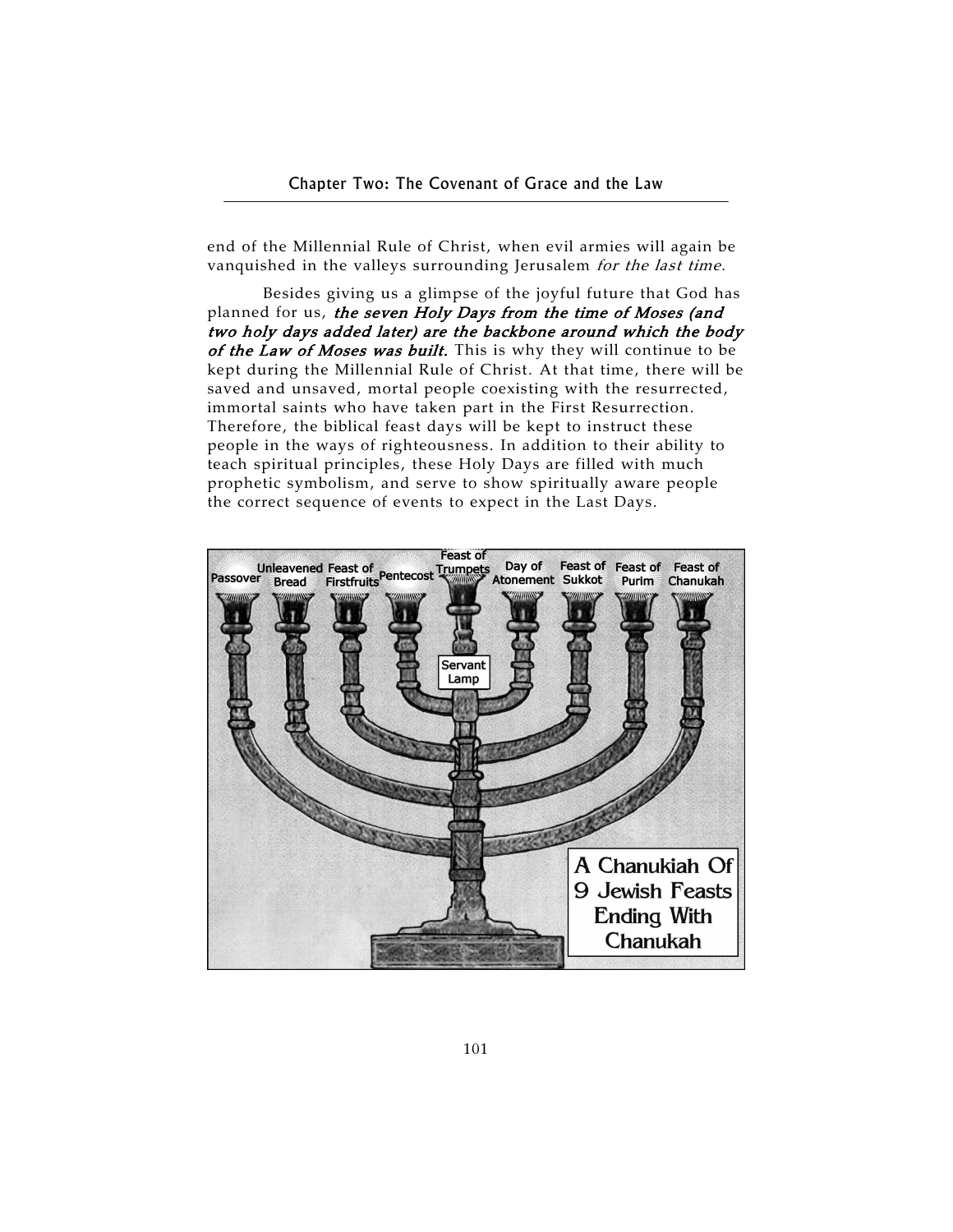end of the Millennial Rule of Christ, when evil armies will again be vanquished in the valleys surrounding Jerusalem *for the last time*.

Besides giving us a glimpse of the joyful future that God has planned for us, ***the seven Holy Days from the time of Moses (and two holy days added later) are the backbone around which the body of the Law of Moses was built.*** This is why they will continue to be kept during the Millennial Rule of Christ. At that time, there will be saved and unsaved, mortal people coexisting with the resurrected, immortal saints who have taken part in the First Resurrection. Therefore, the biblical feast days will be kept to instruct these people in the ways of righteousness. In addition to their ability to teach spiritual principles, these Holy Days are filled with much prophetic symbolism, and serve to show spiritually aware people the correct sequence of events to expect in the Last Days.

Passover | Unleavened Bread | Feast of Firstfruits | Pentecost | Feast of Trumpets | Day of Atonement | Feast of Sukkot | Feast of Purim | Feast of Chanukah

Servant Lamp

A Chanukiah Of 9 Jewish Feasts Ending With Chanukah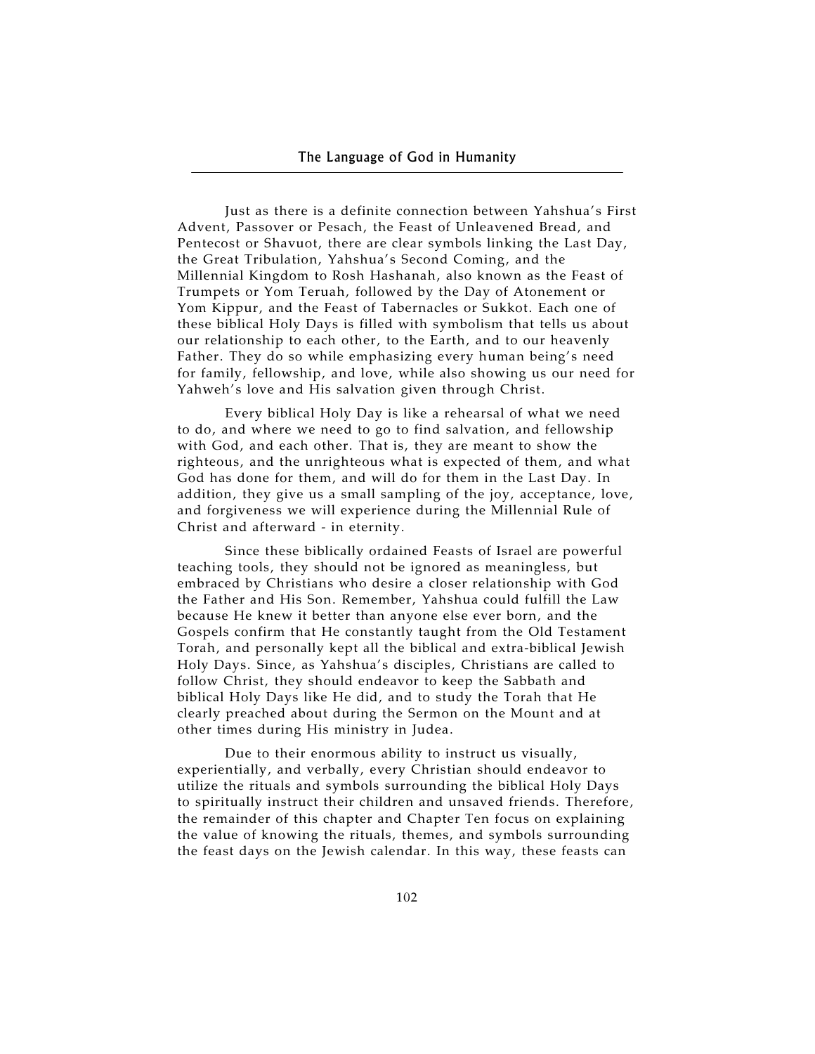Just as there is a definite connection between Yahshua's First Advent, Passover or Pesach, the Feast of Unleavened Bread, and Pentecost or Shavuot, there are clear symbols linking the Last Day, the Great Tribulation, Yahshua's Second Coming, and the Millennial Kingdom to Rosh Hashanah, also known as the Feast of Trumpets or Yom Teruah, followed by the Day of Atonement or Yom Kippur, and the Feast of Tabernacles or Sukkot. Each one of these biblical Holy Days is filled with symbolism that tells us about our relationship to each other, to the Earth, and to our heavenly Father. They do so while emphasizing every human being's need for family, fellowship, and love, while also showing us our need for Yahweh's love and His salvation given through Christ.

Every biblical Holy Day is like a rehearsal of what we need to do, and where we need to go to find salvation, and fellowship with God, and each other. That is, they are meant to show the righteous, and the unrighteous what is expected of them, and what God has done for them, and will do for them in the Last Day. In addition, they give us a small sampling of the joy, acceptance, love, and forgiveness we will experience during the Millennial Rule of Christ and afterward - in eternity.

Since these biblically ordained Feasts of Israel are powerful teaching tools, they should not be ignored as meaningless, but embraced by Christians who desire a closer relationship with God the Father and His Son. Remember, Yahshua could fulfill the Law because He knew it better than anyone else ever born, and the Gospels confirm that He constantly taught from the Old Testament Torah, and personally kept all the biblical and extra-biblical Jewish Holy Days. Since, as Yahshua's disciples, Christians are called to follow Christ, they should endeavor to keep the Sabbath and biblical Holy Days like He did, and to study the Torah that He clearly preached about during the Sermon on the Mount and at other times during His ministry in Judea.

Due to their enormous ability to instruct us visually, experientially, and verbally, every Christian should endeavor to utilize the rituals and symbols surrounding the biblical Holy Days to spiritually instruct their children and unsaved friends. Therefore, the remainder of this chapter and Chapter Ten focus on explaining the value of knowing the rituals, themes, and symbols surrounding the feast days on the Jewish calendar. In this way, these feasts can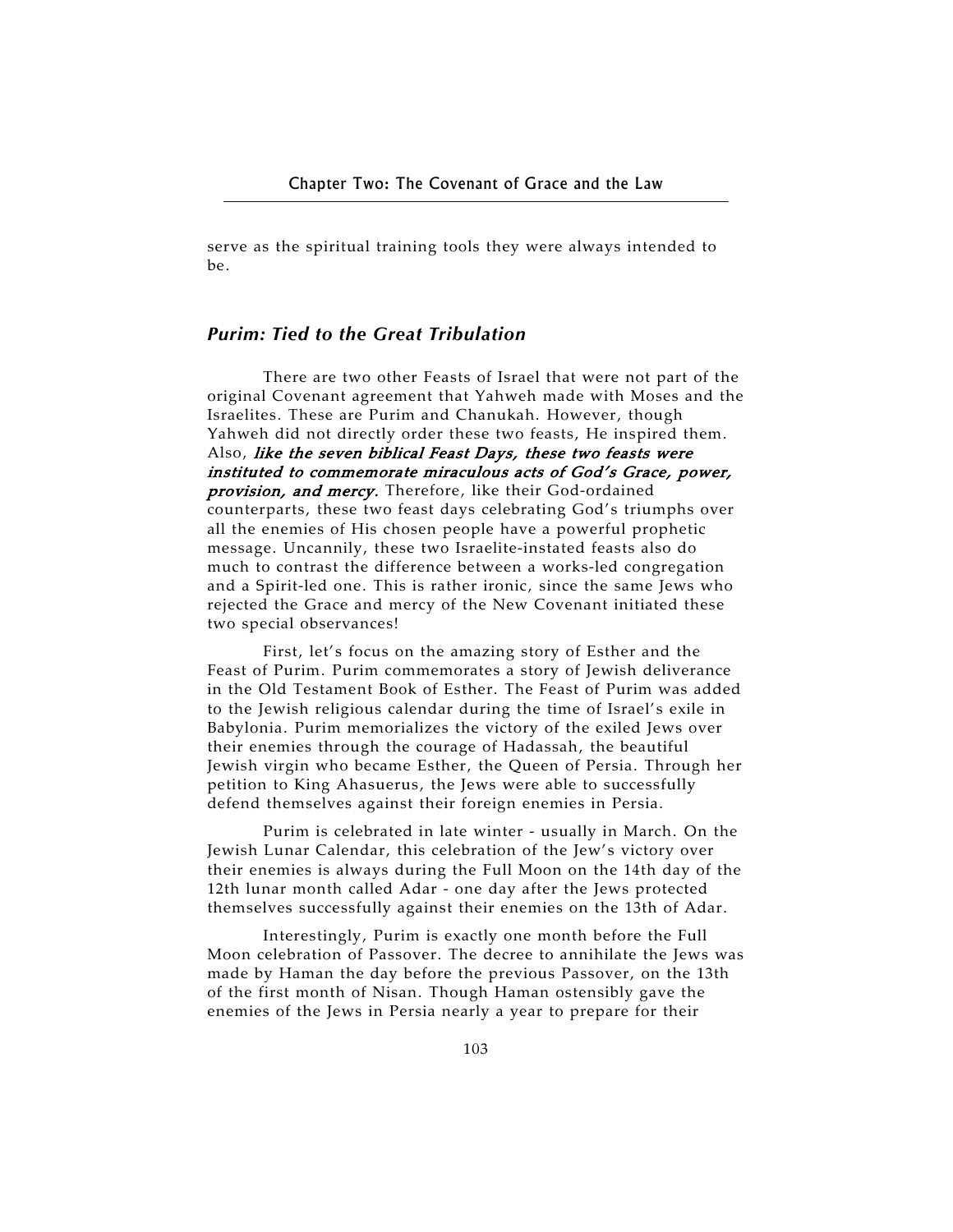serve as the spiritual training tools they were always intended to be.

## *Purim: Tied to the Great Tribulation*

There are two other Feasts of Israel that were not part of the original Covenant agreement that Yahweh made with Moses and the Israelites. These are Purim and Chanukah. However, though Yahweh did not directly order these two feasts, He inspired them. Also, ***like the seven biblical Feast Days, these two feasts were instituted to commemorate miraculous acts of God's Grace, power, provision, and mercy.*** Therefore, like their God-ordained counterparts, these two feast days celebrating God's triumphs over all the enemies of His chosen people have a powerful prophetic message. Uncannily, these two Israelite-instated feasts also do much to contrast the difference between a works-led congregation and a Spirit-led one. This is rather ironic, since the same Jews who rejected the Grace and mercy of the New Covenant initiated these two special observances!

First, let's focus on the amazing story of Esther and the Feast of Purim. Purim commemorates a story of Jewish deliverance in the Old Testament Book of Esther. The Feast of Purim was added to the Jewish religious calendar during the time of Israel's exile in Babylonia. Purim memorializes the victory of the exiled Jews over their enemies through the courage of Hadassah, the beautiful Jewish virgin who became Esther, the Queen of Persia. Through her petition to King Ahasuerus, the Jews were able to successfully defend themselves against their foreign enemies in Persia.

Purim is celebrated in late winter - usually in March. On the Jewish Lunar Calendar, this celebration of the Jew's victory over their enemies is always during the Full Moon on the 14th day of the 12th lunar month called Adar - one day after the Jews protected themselves successfully against their enemies on the 13th of Adar.

Interestingly, Purim is exactly one month before the Full Moon celebration of Passover. The decree to annihilate the Jews was made by Haman the day before the previous Passover, on the 13th of the first month of Nisan. Though Haman ostensibly gave the enemies of the Jews in Persia nearly a year to prepare for their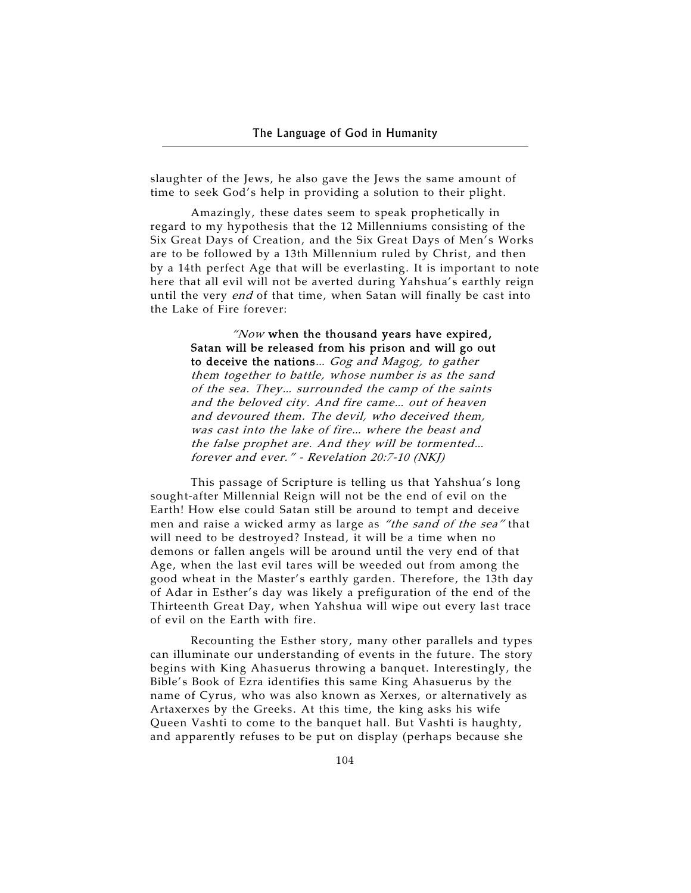slaughter of the Jews, he also gave the Jews the same amount of time to seek God's help in providing a solution to their plight.

Amazingly, these dates seem to speak prophetically in regard to my hypothesis that the 12 Millenniums consisting of the Six Great Days of Creation, and the Six Great Days of Men's Works are to be followed by a 13th Millennium ruled by Christ, and then by a 14th perfect Age that will be everlasting. It is important to note here that all evil will not be averted during Yahshua's earthly reign until the very *end* of that time, when Satan will finally be cast into the Lake of Fire forever:

> *"Now* **when the thousand years have expired, Satan will be released from his prison and will go out to deceive the nations**... *Gog and Magog, to gather them together to battle, whose number is as the sand of the sea. They... surrounded the camp of the saints and the beloved city. And fire came... out of heaven and devoured them. The devil, who deceived them, was cast into the lake of fire... where the beast and the false prophet are. And they will be tormented... forever and ever." - Revelation 20:7-10 (NKJ)*

This passage of Scripture is telling us that Yahshua's long sought-after Millennial Reign will not be the end of evil on the Earth! How else could Satan still be around to tempt and deceive men and raise a wicked army as large as *"the sand of the sea"* that will need to be destroyed? Instead, it will be a time when no demons or fallen angels will be around until the very end of that Age, when the last evil tares will be weeded out from among the good wheat in the Master's earthly garden. Therefore, the 13th day of Adar in Esther's day was likely a prefiguration of the end of the Thirteenth Great Day, when Yahshua will wipe out every last trace of evil on the Earth with fire.

Recounting the Esther story, many other parallels and types can illuminate our understanding of events in the future. The story begins with King Ahasuerus throwing a banquet. Interestingly, the Bible's Book of Ezra identifies this same King Ahasuerus by the name of Cyrus, who was also known as Xerxes, or alternatively as Artaxerxes by the Greeks. At this time, the king asks his wife Queen Vashti to come to the banquet hall. But Vashti is haughty, and apparently refuses to be put on display (perhaps because she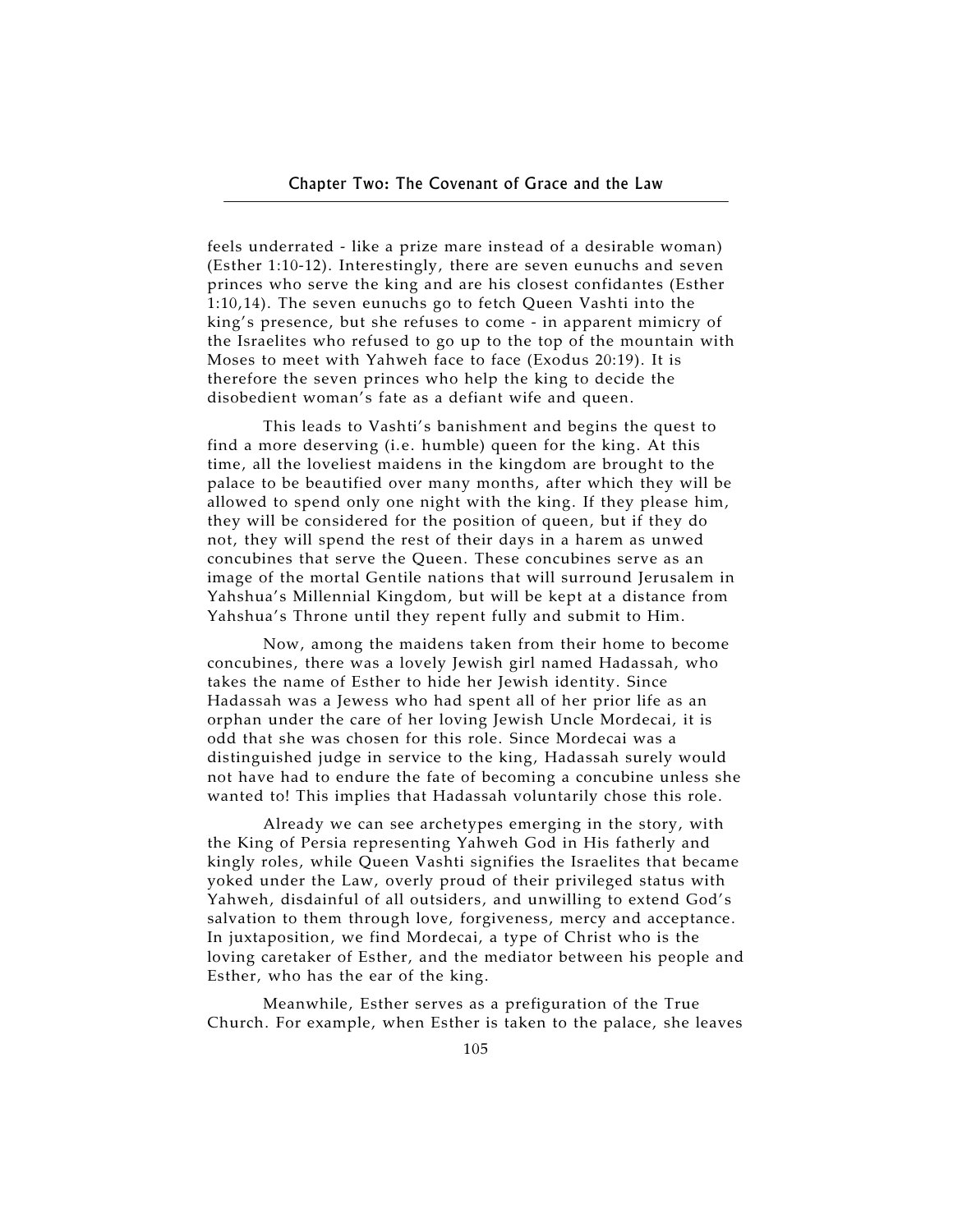feels underrated - like a prize mare instead of a desirable woman) (Esther 1:10-12). Interestingly, there are seven eunuchs and seven princes who serve the king and are his closest confidantes (Esther 1:10,14). The seven eunuchs go to fetch Queen Vashti into the king's presence, but she refuses to come - in apparent mimicry of the Israelites who refused to go up to the top of the mountain with Moses to meet with Yahweh face to face (Exodus 20:19). It is therefore the seven princes who help the king to decide the disobedient woman's fate as a defiant wife and queen.

This leads to Vashti's banishment and begins the quest to find a more deserving (i.e. humble) queen for the king. At this time, all the loveliest maidens in the kingdom are brought to the palace to be beautified over many months, after which they will be allowed to spend only one night with the king. If they please him, they will be considered for the position of queen, but if they do not, they will spend the rest of their days in a harem as unwed concubines that serve the Queen. These concubines serve as an image of the mortal Gentile nations that will surround Jerusalem in Yahshua's Millennial Kingdom, but will be kept at a distance from Yahshua's Throne until they repent fully and submit to Him.

Now, among the maidens taken from their home to become concubines, there was a lovely Jewish girl named Hadassah, who takes the name of Esther to hide her Jewish identity. Since Hadassah was a Jewess who had spent all of her prior life as an orphan under the care of her loving Jewish Uncle Mordecai, it is odd that she was chosen for this role. Since Mordecai was a distinguished judge in service to the king, Hadassah surely would not have had to endure the fate of becoming a concubine unless she wanted to! This implies that Hadassah voluntarily chose this role.

Already we can see archetypes emerging in the story, with the King of Persia representing Yahweh God in His fatherly and kingly roles, while Queen Vashti signifies the Israelites that became yoked under the Law, overly proud of their privileged status with Yahweh, disdainful of all outsiders, and unwilling to extend God's salvation to them through love, forgiveness, mercy and acceptance. In juxtaposition, we find Mordecai, a type of Christ who is the loving caretaker of Esther, and the mediator between his people and Esther, who has the ear of the king.

Meanwhile, Esther serves as a prefiguration of the True Church. For example, when Esther is taken to the palace, she leaves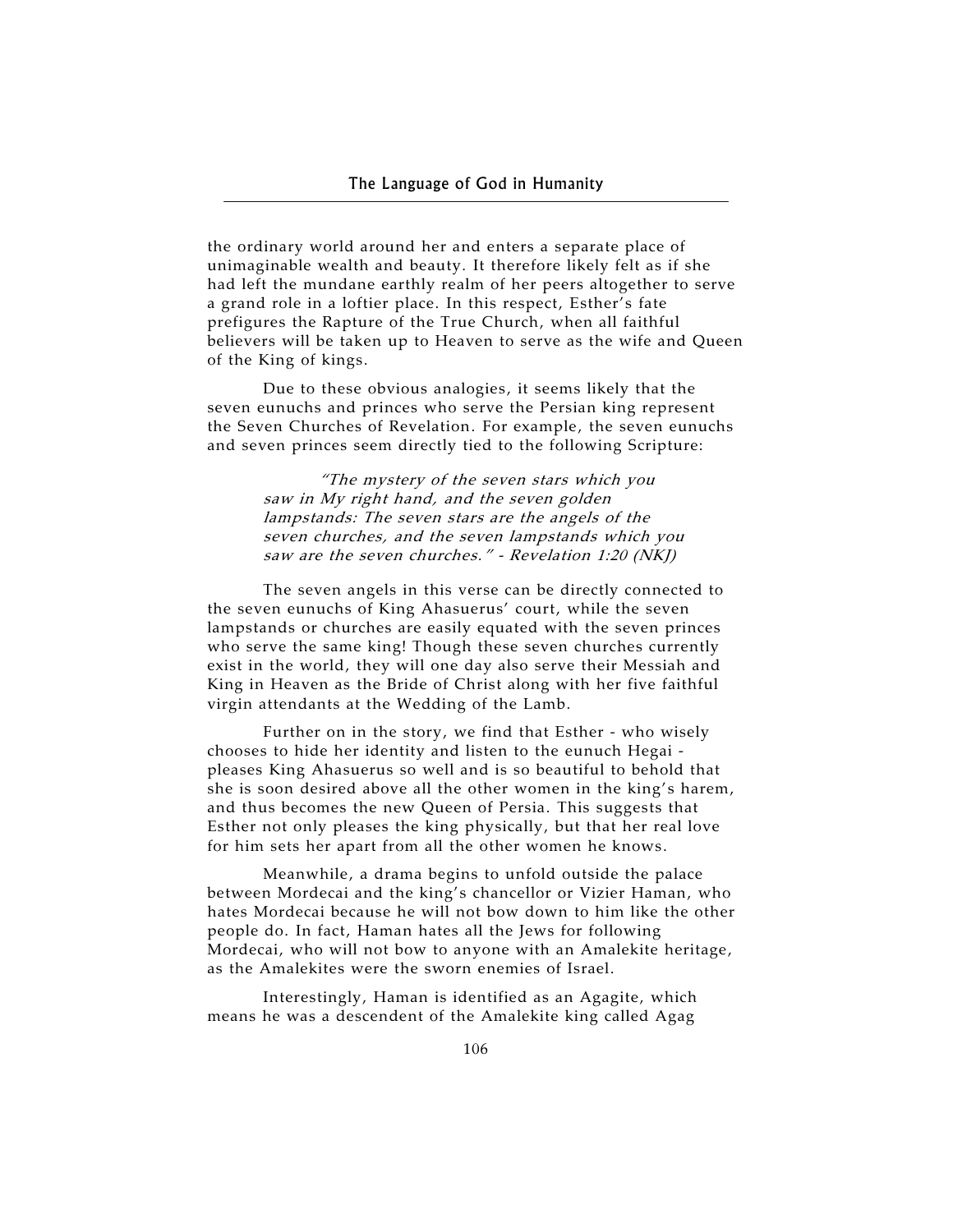the ordinary world around her and enters a separate place of unimaginable wealth and beauty. It therefore likely felt as if she had left the mundane earthly realm of her peers altogether to serve a grand role in a loftier place. In this respect, Esther's fate prefigures the Rapture of the True Church, when all faithful believers will be taken up to Heaven to serve as the wife and Queen of the King of kings.

Due to these obvious analogies, it seems likely that the seven eunuchs and princes who serve the Persian king represent the Seven Churches of Revelation. For example, the seven eunuchs and seven princes seem directly tied to the following Scripture:

> *"The mystery of the seven stars which you saw in My right hand, and the seven golden lampstands: The seven stars are the angels of the seven churches, and the seven lampstands which you saw are the seven churches." - Revelation 1:20 (NKJ)*

The seven angels in this verse can be directly connected to the seven eunuchs of King Ahasuerus' court, while the seven lampstands or churches are easily equated with the seven princes who serve the same king! Though these seven churches currently exist in the world, they will one day also serve their Messiah and King in Heaven as the Bride of Christ along with her five faithful virgin attendants at the Wedding of the Lamb.

Further on in the story, we find that Esther - who wisely chooses to hide her identity and listen to the eunuch Hegai - pleases King Ahasuerus so well and is so beautiful to behold that she is soon desired above all the other women in the king's harem, and thus becomes the new Queen of Persia. This suggests that Esther not only pleases the king physically, but that her real love for him sets her apart from all the other women he knows.

Meanwhile, a drama begins to unfold outside the palace between Mordecai and the king's chancellor or Vizier Haman, who hates Mordecai because he will not bow down to him like the other people do. In fact, Haman hates all the Jews for following Mordecai, who will not bow to anyone with an Amalekite heritage, as the Amalekites were the sworn enemies of Israel.

Interestingly, Haman is identified as an Agagite, which means he was a descendent of the Amalekite king called Agag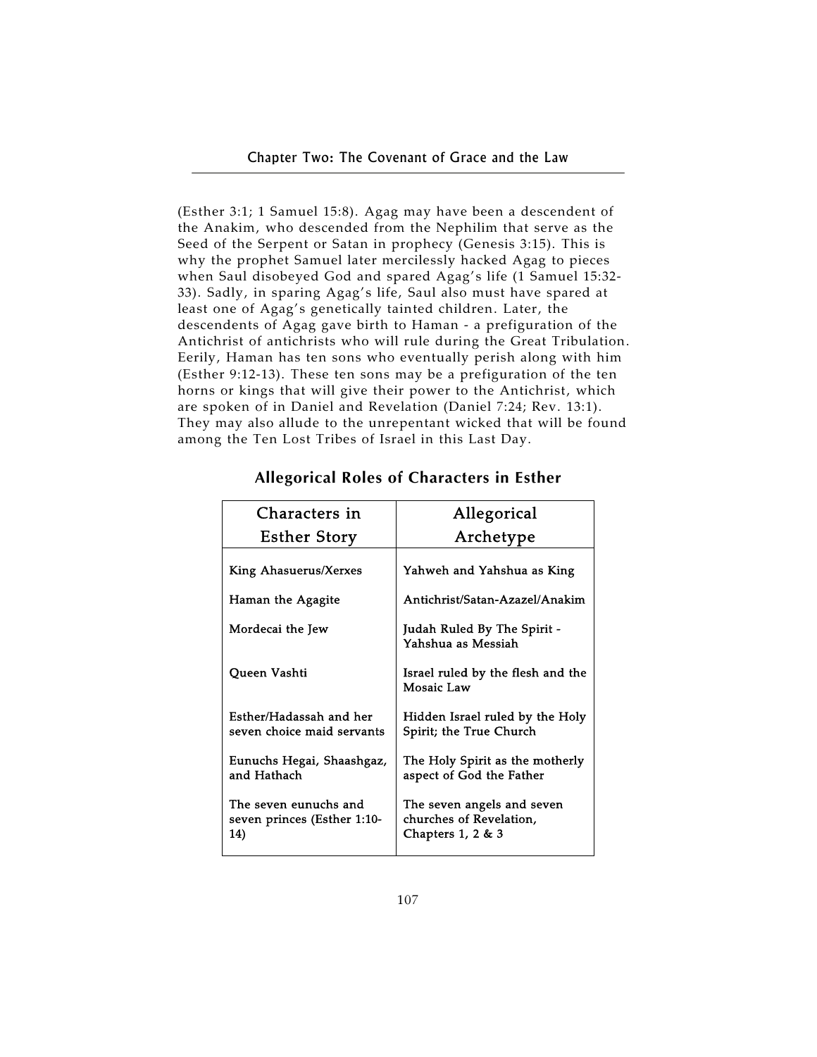(Esther 3:1; 1 Samuel 15:8). Agag may have been a descendent of the Anakim, who descended from the Nephilim that serve as the Seed of the Serpent or Satan in prophecy (Genesis 3:15). This is why the prophet Samuel later mercilessly hacked Agag to pieces when Saul disobeyed God and spared Agag's life (1 Samuel 15:32-33). Sadly, in sparing Agag's life, Saul also must have spared at least one of Agag's genetically tainted children. Later, the descendents of Agag gave birth to Haman - a prefiguration of the Antichrist of antichrists who will rule during the Great Tribulation. Eerily, Haman has ten sons who eventually perish along with him (Esther 9:12-13). These ten sons may be a prefiguration of the ten horns or kings that will give their power to the Antichrist, which are spoken of in Daniel and Revelation (Daniel 7:24; Rev. 13:1). They may also allude to the unrepentant wicked that will be found among the Ten Lost Tribes of Israel in this Last Day.

### Allegorical Roles of Characters in Esther

| Characters in Esther Story | Allegorical Archetype |
|---|---|
| King Ahasuerus/Xerxes | Yahweh and Yahshua as King |
| Haman the Agagite | Antichrist/Satan-Azazel/Anakim |
| Mordecai the Jew | Judah Ruled By The Spirit - Yahshua as Messiah |
| Queen Vashti | Israel ruled by the flesh and the Mosaic Law |
| Esther/Hadassah and her seven choice maid servants | Hidden Israel ruled by the Holy Spirit; the True Church |
| Eunuchs Hegai, Shaashgaz, and Hathach | The Holy Spirit as the motherly aspect of God the Father |
| The seven eunuchs and seven princes (Esther 1:10-14) | The seven angels and seven churches of Revelation, Chapters 1, 2 & 3 |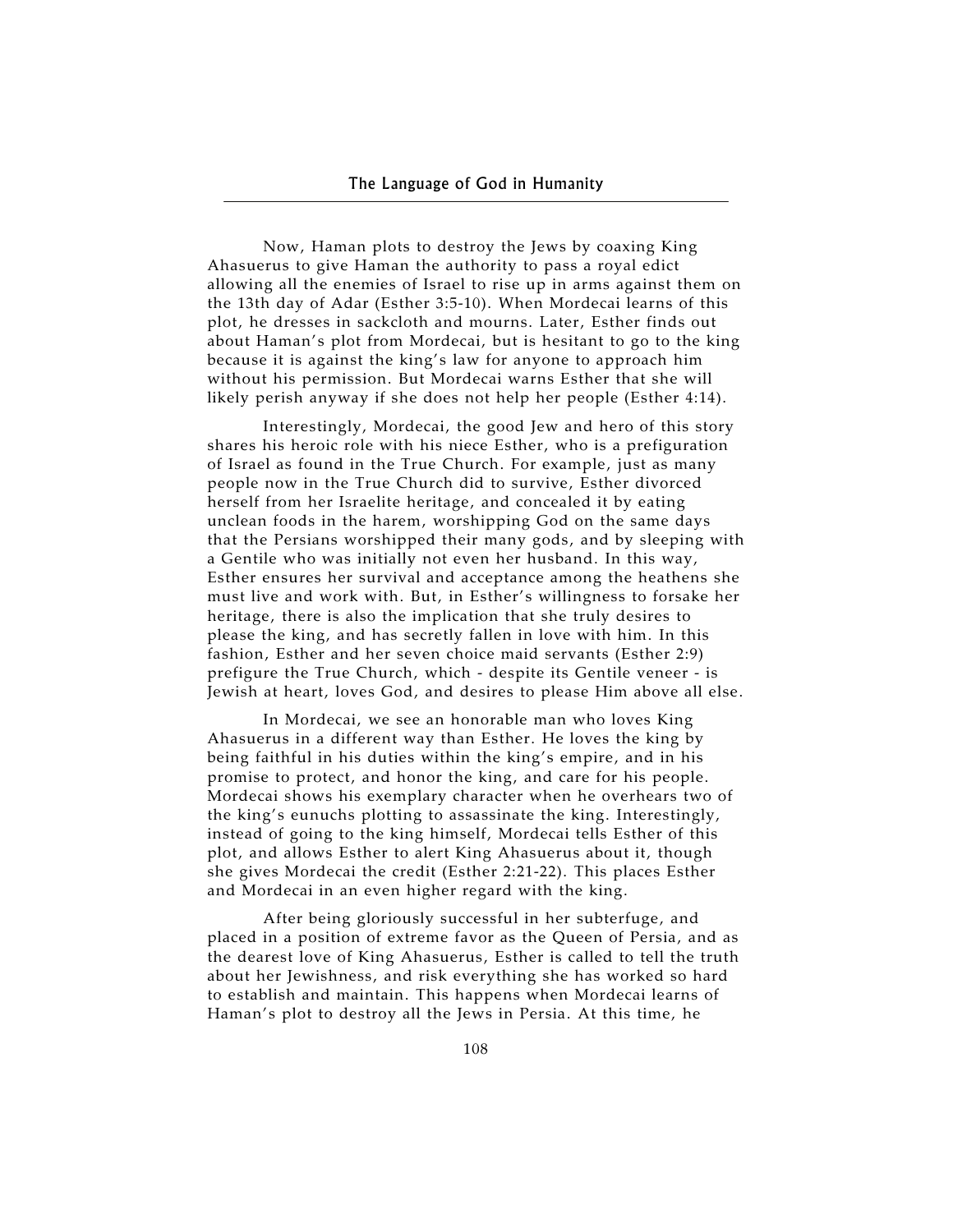Now, Haman plots to destroy the Jews by coaxing King Ahasuerus to give Haman the authority to pass a royal edict allowing all the enemies of Israel to rise up in arms against them on the 13th day of Adar (Esther 3:5-10). When Mordecai learns of this plot, he dresses in sackcloth and mourns. Later, Esther finds out about Haman's plot from Mordecai, but is hesitant to go to the king because it is against the king's law for anyone to approach him without his permission. But Mordecai warns Esther that she will likely perish anyway if she does not help her people (Esther 4:14).

Interestingly, Mordecai, the good Jew and hero of this story shares his heroic role with his niece Esther, who is a prefiguration of Israel as found in the True Church. For example, just as many people now in the True Church did to survive, Esther divorced herself from her Israelite heritage, and concealed it by eating unclean foods in the harem, worshipping God on the same days that the Persians worshipped their many gods, and by sleeping with a Gentile who was initially not even her husband. In this way, Esther ensures her survival and acceptance among the heathens she must live and work with. But, in Esther's willingness to forsake her heritage, there is also the implication that she truly desires to please the king, and has secretly fallen in love with him. In this fashion, Esther and her seven choice maid servants (Esther 2:9) prefigure the True Church, which - despite its Gentile veneer - is Jewish at heart, loves God, and desires to please Him above all else.

In Mordecai, we see an honorable man who loves King Ahasuerus in a different way than Esther. He loves the king by being faithful in his duties within the king's empire, and in his promise to protect, and honor the king, and care for his people. Mordecai shows his exemplary character when he overhears two of the king's eunuchs plotting to assassinate the king. Interestingly, instead of going to the king himself, Mordecai tells Esther of this plot, and allows Esther to alert King Ahasuerus about it, though she gives Mordecai the credit (Esther 2:21-22). This places Esther and Mordecai in an even higher regard with the king.

After being gloriously successful in her subterfuge, and placed in a position of extreme favor as the Queen of Persia, and as the dearest love of King Ahasuerus, Esther is called to tell the truth about her Jewishness, and risk everything she has worked so hard to establish and maintain. This happens when Mordecai learns of Haman's plot to destroy all the Jews in Persia. At this time, he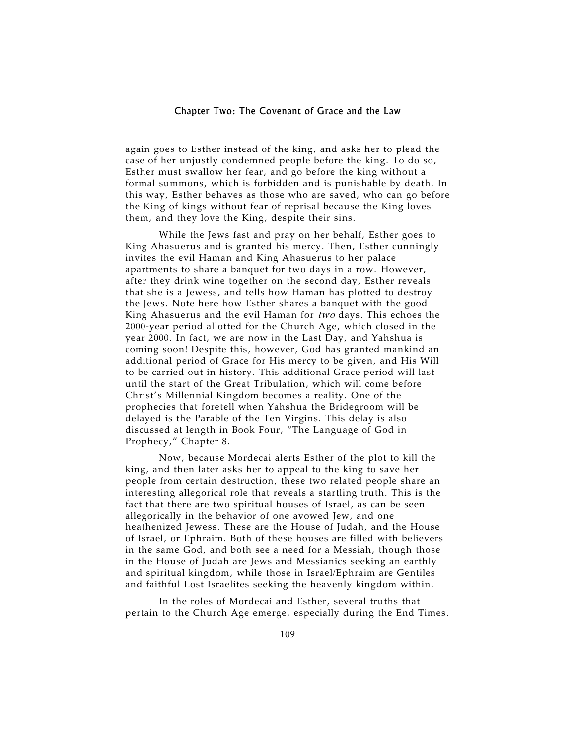again goes to Esther instead of the king, and asks her to plead the case of her unjustly condemned people before the king. To do so, Esther must swallow her fear, and go before the king without a formal summons, which is forbidden and is punishable by death. In this way, Esther behaves as those who are saved, who can go before the King of kings without fear of reprisal because the King loves them, and they love the King, despite their sins.

While the Jews fast and pray on her behalf, Esther goes to King Ahasuerus and is granted his mercy. Then, Esther cunningly invites the evil Haman and King Ahasuerus to her palace apartments to share a banquet for two days in a row. However, after they drink wine together on the second day, Esther reveals that she is a Jewess, and tells how Haman has plotted to destroy the Jews. Note here how Esther shares a banquet with the good King Ahasuerus and the evil Haman for *two* days. This echoes the 2000-year period allotted for the Church Age, which closed in the year 2000. In fact, we are now in the Last Day, and Yahshua is coming soon! Despite this, however, God has granted mankind an additional period of Grace for His mercy to be given, and His Will to be carried out in history. This additional Grace period will last until the start of the Great Tribulation, which will come before Christ's Millennial Kingdom becomes a reality. One of the prophecies that foretell when Yahshua the Bridegroom will be delayed is the Parable of the Ten Virgins. This delay is also discussed at length in Book Four, "The Language of God in Prophecy," Chapter 8.

Now, because Mordecai alerts Esther of the plot to kill the king, and then later asks her to appeal to the king to save her people from certain destruction, these two related people share an interesting allegorical role that reveals a startling truth. This is the fact that there are two spiritual houses of Israel, as can be seen allegorically in the behavior of one avowed Jew, and one heathenized Jewess. These are the House of Judah, and the House of Israel, or Ephraim. Both of these houses are filled with believers in the same God, and both see a need for a Messiah, though those in the House of Judah are Jews and Messianics seeking an earthly and spiritual kingdom, while those in Israel/Ephraim are Gentiles and faithful Lost Israelites seeking the heavenly kingdom within.

In the roles of Mordecai and Esther, several truths that pertain to the Church Age emerge, especially during the End Times.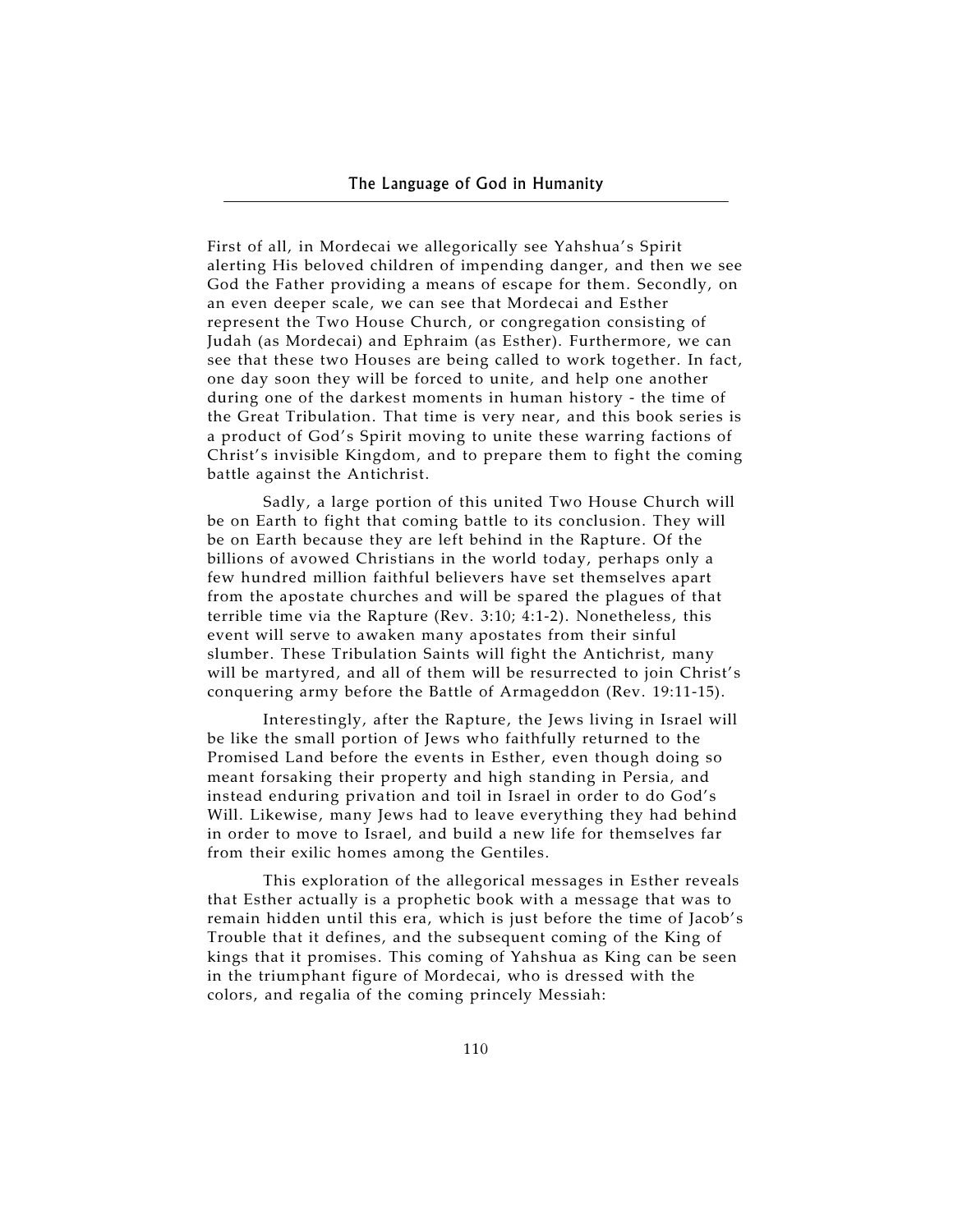First of all, in Mordecai we allegorically see Yahshua's Spirit alerting His beloved children of impending danger, and then we see God the Father providing a means of escape for them. Secondly, on an even deeper scale, we can see that Mordecai and Esther represent the Two House Church, or congregation consisting of Judah (as Mordecai) and Ephraim (as Esther). Furthermore, we can see that these two Houses are being called to work together. In fact, one day soon they will be forced to unite, and help one another during one of the darkest moments in human history - the time of the Great Tribulation. That time is very near, and this book series is a product of God's Spirit moving to unite these warring factions of Christ's invisible Kingdom, and to prepare them to fight the coming battle against the Antichrist.

Sadly, a large portion of this united Two House Church will be on Earth to fight that coming battle to its conclusion. They will be on Earth because they are left behind in the Rapture. Of the billions of avowed Christians in the world today, perhaps only a few hundred million faithful believers have set themselves apart from the apostate churches and will be spared the plagues of that terrible time via the Rapture (Rev. 3:10; 4:1-2). Nonetheless, this event will serve to awaken many apostates from their sinful slumber. These Tribulation Saints will fight the Antichrist, many will be martyred, and all of them will be resurrected to join Christ's conquering army before the Battle of Armageddon (Rev. 19:11-15).

Interestingly, after the Rapture, the Jews living in Israel will be like the small portion of Jews who faithfully returned to the Promised Land before the events in Esther, even though doing so meant forsaking their property and high standing in Persia, and instead enduring privation and toil in Israel in order to do God's Will. Likewise, many Jews had to leave everything they had behind in order to move to Israel, and build a new life for themselves far from their exilic homes among the Gentiles.

This exploration of the allegorical messages in Esther reveals that Esther actually is a prophetic book with a message that was to remain hidden until this era, which is just before the time of Jacob's Trouble that it defines, and the subsequent coming of the King of kings that it promises. This coming of Yahshua as King can be seen in the triumphant figure of Mordecai, who is dressed with the colors, and regalia of the coming princely Messiah: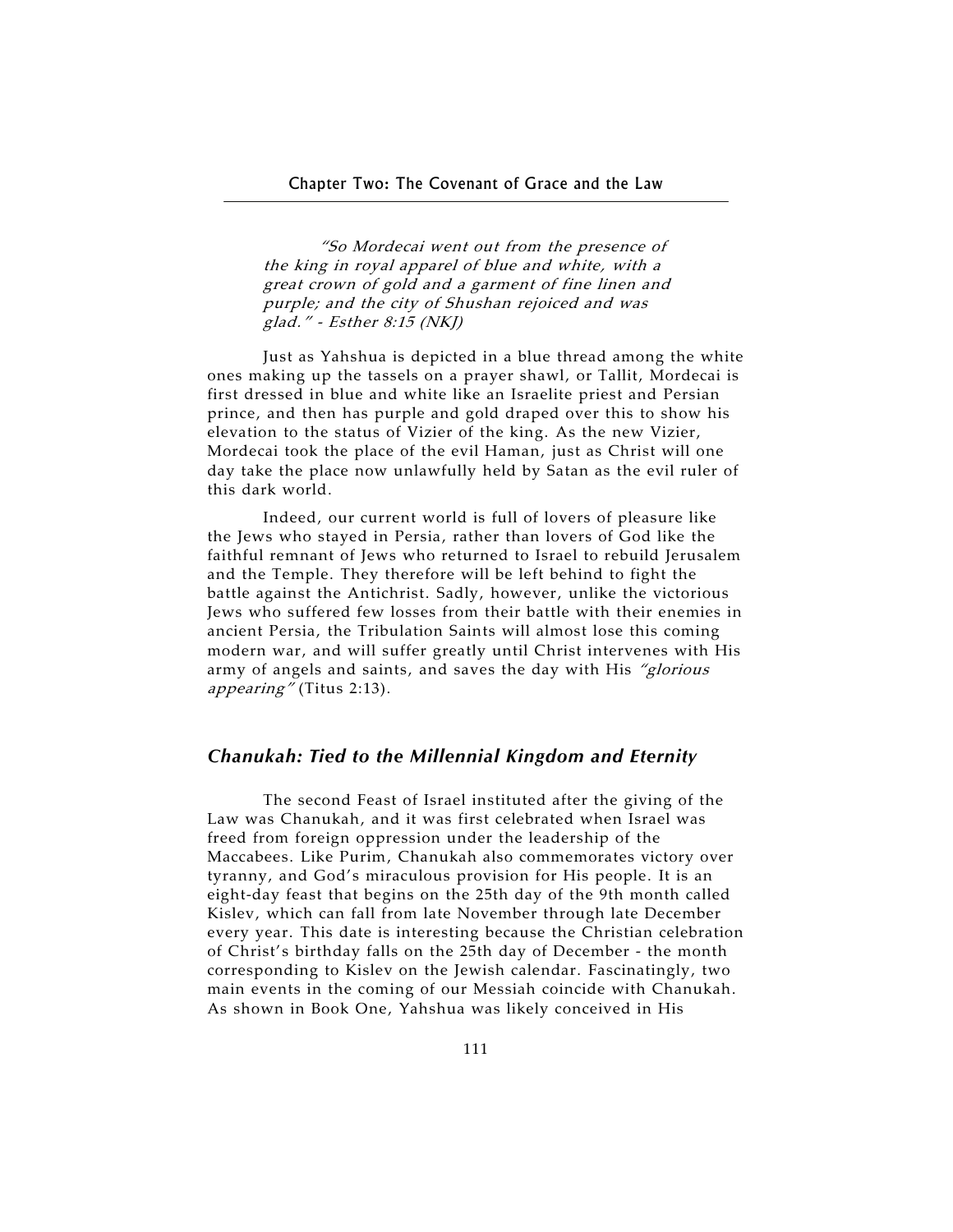> *"So Mordecai went out from the presence of the king in royal apparel of blue and white, with a great crown of gold and a garment of fine linen and purple; and the city of Shushan rejoiced and was glad." - Esther 8:15 (NKJ)*

Just as Yahshua is depicted in a blue thread among the white ones making up the tassels on a prayer shawl, or Tallit, Mordecai is first dressed in blue and white like an Israelite priest and Persian prince, and then has purple and gold draped over this to show his elevation to the status of Vizier of the king. As the new Vizier, Mordecai took the place of the evil Haman, just as Christ will one day take the place now unlawfully held by Satan as the evil ruler of this dark world.

Indeed, our current world is full of lovers of pleasure like the Jews who stayed in Persia, rather than lovers of God like the faithful remnant of Jews who returned to Israel to rebuild Jerusalem and the Temple. They therefore will be left behind to fight the battle against the Antichrist. Sadly, however, unlike the victorious Jews who suffered few losses from their battle with their enemies in ancient Persia, the Tribulation Saints will almost lose this coming modern war, and will suffer greatly until Christ intervenes with His army of angels and saints, and saves the day with His *"glorious appearing"* (Titus 2:13).

## *Chanukah: Tied to the Millennial Kingdom and Eternity*

The second Feast of Israel instituted after the giving of the Law was Chanukah, and it was first celebrated when Israel was freed from foreign oppression under the leadership of the Maccabees. Like Purim, Chanukah also commemorates victory over tyranny, and God's miraculous provision for His people. It is an eight-day feast that begins on the 25th day of the 9th month called Kislev, which can fall from late November through late December every year. This date is interesting because the Christian celebration of Christ's birthday falls on the 25th day of December - the month corresponding to Kislev on the Jewish calendar. Fascinatingly, two main events in the coming of our Messiah coincide with Chanukah. As shown in Book One, Yahshua was likely conceived in His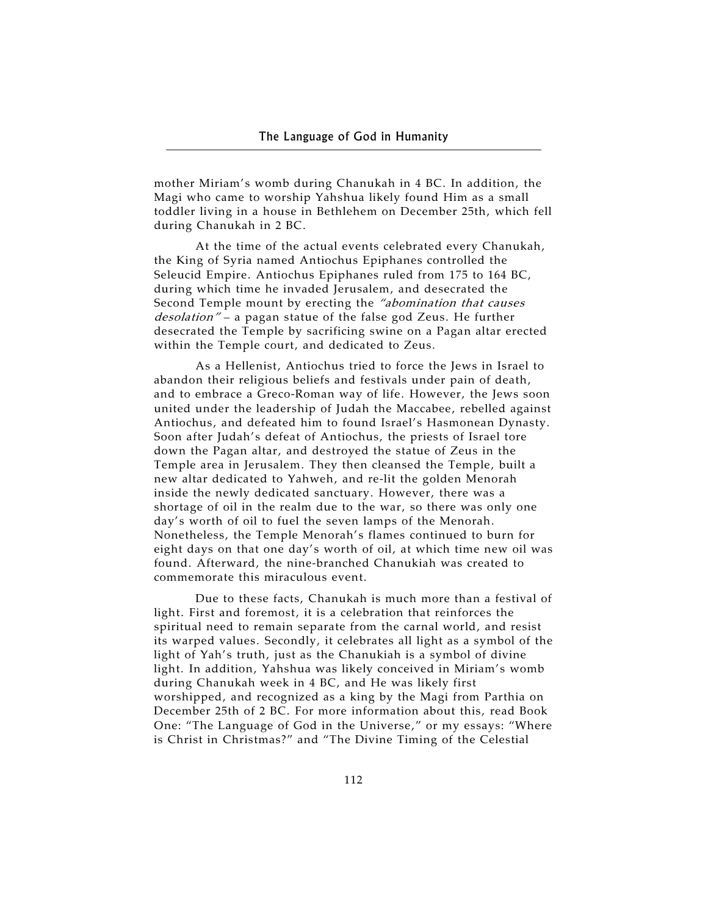mother Miriam's womb during Chanukah in 4 BC. In addition, the Magi who came to worship Yahshua likely found Him as a small toddler living in a house in Bethlehem on December 25th, which fell during Chanukah in 2 BC.

At the time of the actual events celebrated every Chanukah, the King of Syria named Antiochus Epiphanes controlled the Seleucid Empire. Antiochus Epiphanes ruled from 175 to 164 BC, during which time he invaded Jerusalem, and desecrated the Second Temple mount by erecting the *"abomination that causes desolation"* – a pagan statue of the false god Zeus. He further desecrated the Temple by sacrificing swine on a Pagan altar erected within the Temple court, and dedicated to Zeus.

As a Hellenist, Antiochus tried to force the Jews in Israel to abandon their religious beliefs and festivals under pain of death, and to embrace a Greco-Roman way of life. However, the Jews soon united under the leadership of Judah the Maccabee, rebelled against Antiochus, and defeated him to found Israel's Hasmonean Dynasty. Soon after Judah's defeat of Antiochus, the priests of Israel tore down the Pagan altar, and destroyed the statue of Zeus in the Temple area in Jerusalem. They then cleansed the Temple, built a new altar dedicated to Yahweh, and re-lit the golden Menorah inside the newly dedicated sanctuary. However, there was a shortage of oil in the realm due to the war, so there was only one day's worth of oil to fuel the seven lamps of the Menorah. Nonetheless, the Temple Menorah's flames continued to burn for eight days on that one day's worth of oil, at which time new oil was found. Afterward, the nine-branched Chanukiah was created to commemorate this miraculous event.

Due to these facts, Chanukah is much more than a festival of light. First and foremost, it is a celebration that reinforces the spiritual need to remain separate from the carnal world, and resist its warped values. Secondly, it celebrates all light as a symbol of the light of Yah's truth, just as the Chanukiah is a symbol of divine light. In addition, Yahshua was likely conceived in Miriam's womb during Chanukah week in 4 BC, and He was likely first worshipped, and recognized as a king by the Magi from Parthia on December 25th of 2 BC. For more information about this, read Book One: "The Language of God in the Universe," or my essays: "Where is Christ in Christmas?" and "The Divine Timing of the Celestial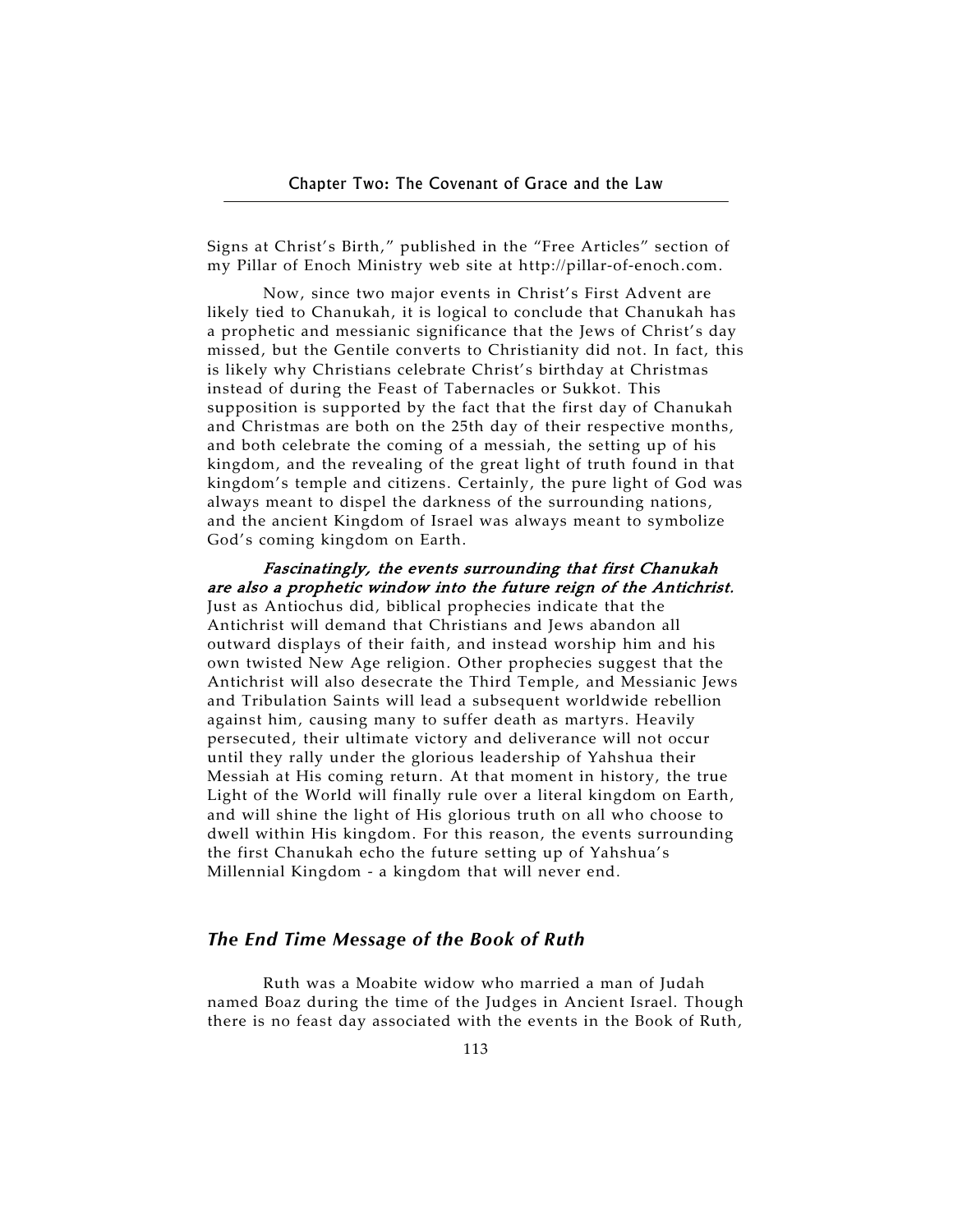Signs at Christ's Birth," published in the "Free Articles" section of my Pillar of Enoch Ministry web site at http://pillar-of-enoch.com.

Now, since two major events in Christ's First Advent are likely tied to Chanukah, it is logical to conclude that Chanukah has a prophetic and messianic significance that the Jews of Christ's day missed, but the Gentile converts to Christianity did not. In fact, this is likely why Christians celebrate Christ's birthday at Christmas instead of during the Feast of Tabernacles or Sukkot. This supposition is supported by the fact that the first day of Chanukah and Christmas are both on the 25th day of their respective months, and both celebrate the coming of a messiah, the setting up of his kingdom, and the revealing of the great light of truth found in that kingdom's temple and citizens. Certainly, the pure light of God was always meant to dispel the darkness of the surrounding nations, and the ancient Kingdom of Israel was always meant to symbolize God's coming kingdom on Earth.

***Fascinatingly, the events surrounding that first Chanukah are also a prophetic window into the future reign of the Antichrist.*** Just as Antiochus did, biblical prophecies indicate that the Antichrist will demand that Christians and Jews abandon all outward displays of their faith, and instead worship him and his own twisted New Age religion. Other prophecies suggest that the Antichrist will also desecrate the Third Temple, and Messianic Jews and Tribulation Saints will lead a subsequent worldwide rebellion against him, causing many to suffer death as martyrs. Heavily persecuted, their ultimate victory and deliverance will not occur until they rally under the glorious leadership of Yahshua their Messiah at His coming return. At that moment in history, the true Light of the World will finally rule over a literal kingdom on Earth, and will shine the light of His glorious truth on all who choose to dwell within His kingdom. For this reason, the events surrounding the first Chanukah echo the future setting up of Yahshua's Millennial Kingdom - a kingdom that will never end.

### *The End Time Message of the Book of Ruth*

Ruth was a Moabite widow who married a man of Judah named Boaz during the time of the Judges in Ancient Israel. Though there is no feast day associated with the events in the Book of Ruth,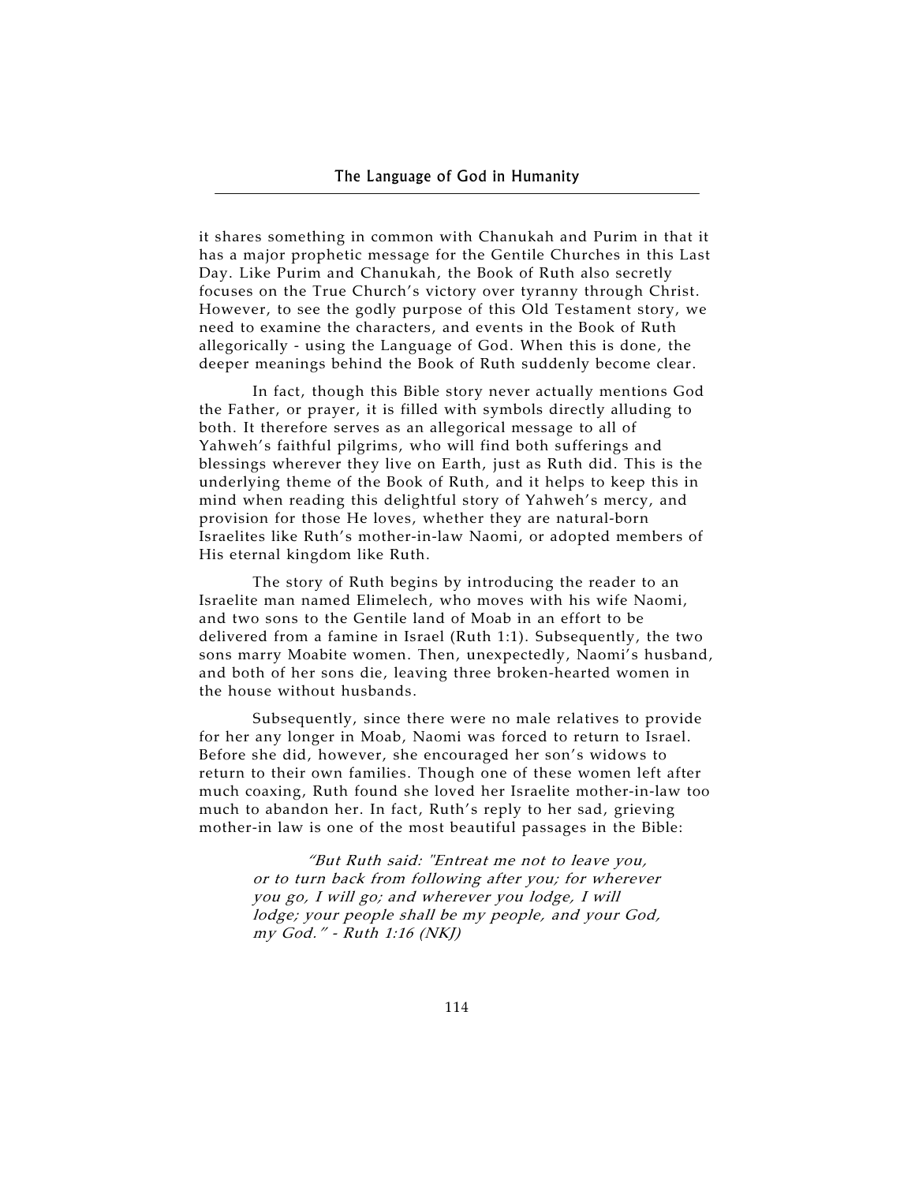it shares something in common with Chanukah and Purim in that it has a major prophetic message for the Gentile Churches in this Last Day. Like Purim and Chanukah, the Book of Ruth also secretly focuses on the True Church's victory over tyranny through Christ. However, to see the godly purpose of this Old Testament story, we need to examine the characters, and events in the Book of Ruth allegorically - using the Language of God. When this is done, the deeper meanings behind the Book of Ruth suddenly become clear.

In fact, though this Bible story never actually mentions God the Father, or prayer, it is filled with symbols directly alluding to both. It therefore serves as an allegorical message to all of Yahweh's faithful pilgrims, who will find both sufferings and blessings wherever they live on Earth, just as Ruth did. This is the underlying theme of the Book of Ruth, and it helps to keep this in mind when reading this delightful story of Yahweh's mercy, and provision for those He loves, whether they are natural-born Israelites like Ruth's mother-in-law Naomi, or adopted members of His eternal kingdom like Ruth.

The story of Ruth begins by introducing the reader to an Israelite man named Elimelech, who moves with his wife Naomi, and two sons to the Gentile land of Moab in an effort to be delivered from a famine in Israel (Ruth 1:1). Subsequently, the two sons marry Moabite women. Then, unexpectedly, Naomi's husband, and both of her sons die, leaving three broken-hearted women in the house without husbands.

Subsequently, since there were no male relatives to provide for her any longer in Moab, Naomi was forced to return to Israel. Before she did, however, she encouraged her son's widows to return to their own families. Though one of these women left after much coaxing, Ruth found she loved her Israelite mother-in-law too much to abandon her. In fact, Ruth's reply to her sad, grieving mother-in law is one of the most beautiful passages in the Bible:

> *"But Ruth said: "Entreat me not to leave you, or to turn back from following after you; for wherever you go, I will go; and wherever you lodge, I will lodge; your people shall be my people, and your God, my God." - Ruth 1:16 (NKJ)*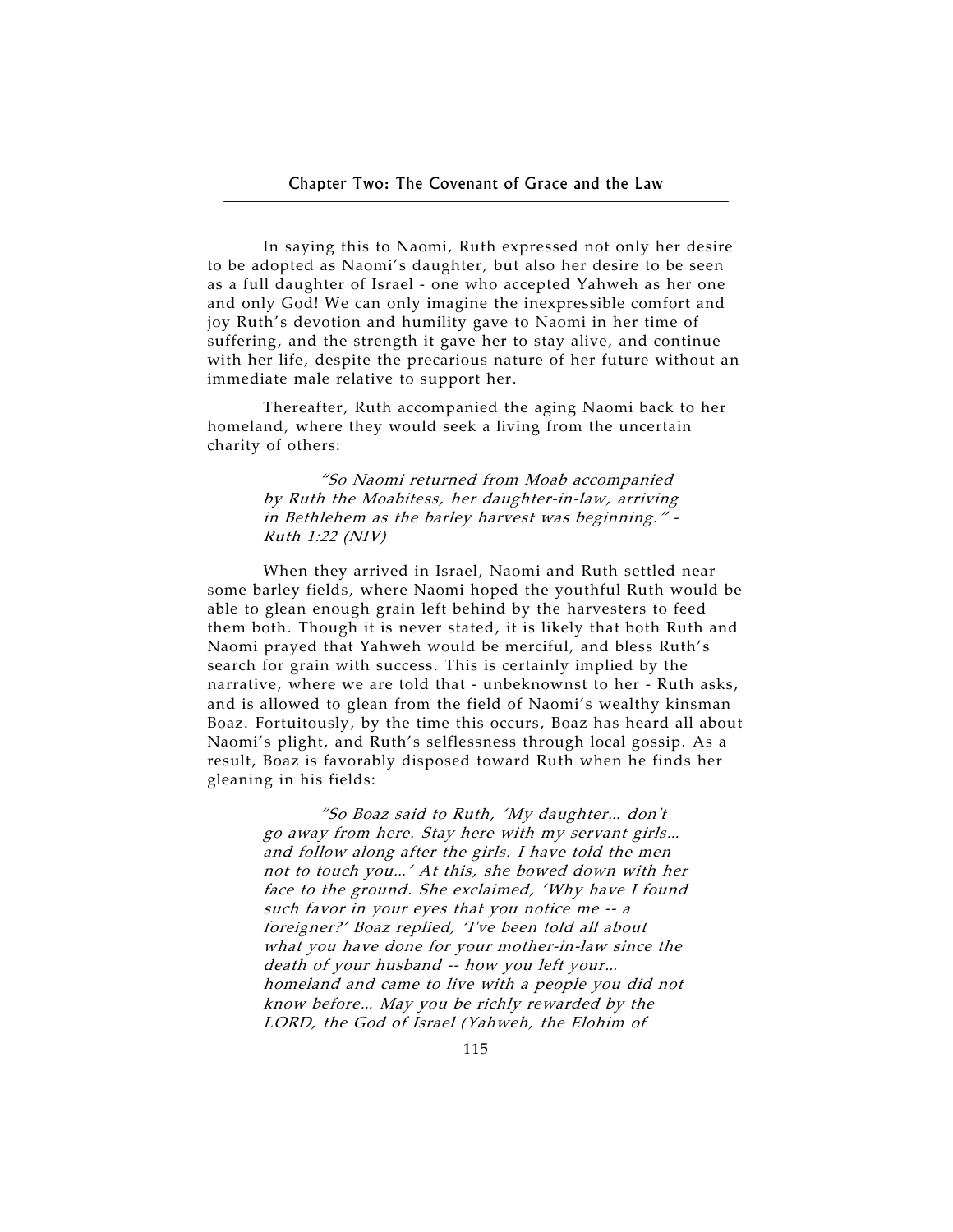In saying this to Naomi, Ruth expressed not only her desire to be adopted as Naomi's daughter, but also her desire to be seen as a full daughter of Israel - one who accepted Yahweh as her one and only God! We can only imagine the inexpressible comfort and joy Ruth's devotion and humility gave to Naomi in her time of suffering, and the strength it gave her to stay alive, and continue with her life, despite the precarious nature of her future without an immediate male relative to support her.

Thereafter, Ruth accompanied the aging Naomi back to her homeland, where they would seek a living from the uncertain charity of others:

> *"So Naomi returned from Moab accompanied by Ruth the Moabitess, her daughter-in-law, arriving in Bethlehem as the barley harvest was beginning." - Ruth 1:22 (NIV)*

When they arrived in Israel, Naomi and Ruth settled near some barley fields, where Naomi hoped the youthful Ruth would be able to glean enough grain left behind by the harvesters to feed them both. Though it is never stated, it is likely that both Ruth and Naomi prayed that Yahweh would be merciful, and bless Ruth's search for grain with success. This is certainly implied by the narrative, where we are told that - unbeknownst to her - Ruth asks, and is allowed to glean from the field of Naomi's wealthy kinsman Boaz. Fortuitously, by the time this occurs, Boaz has heard all about Naomi's plight, and Ruth's selflessness through local gossip. As a result, Boaz is favorably disposed toward Ruth when he finds her gleaning in his fields:

> *"So Boaz said to Ruth, 'My daughter... don't go away from here. Stay here with my servant girls... and follow along after the girls. I have told the men not to touch you...' At this, she bowed down with her face to the ground. She exclaimed, 'Why have I found such favor in your eyes that you notice me -- a foreigner?' Boaz replied, 'I've been told all about what you have done for your mother-in-law since the death of your husband -- how you left your... homeland and came to live with a people you did not know before... May you be richly rewarded by the LORD, the God of Israel (Yahweh, the Elohim of*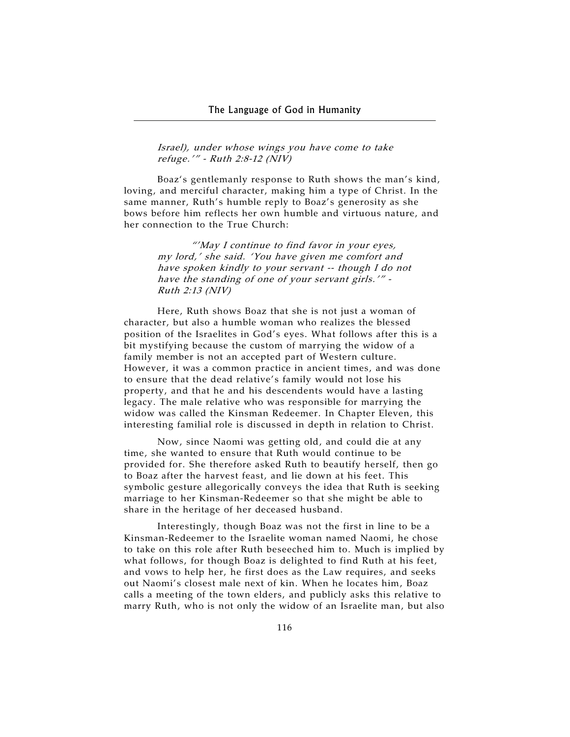*Israel), under whose wings you have come to take refuge.'" - Ruth 2:8-12 (NIV)*

Boaz's gentlemanly response to Ruth shows the man's kind, loving, and merciful character, making him a type of Christ. In the same manner, Ruth's humble reply to Boaz's generosity as she bows before him reflects her own humble and virtuous nature, and her connection to the True Church:

> *"'May I continue to find favor in your eyes, my lord,' she said. 'You have given me comfort and have spoken kindly to your servant -- though I do not have the standing of one of your servant girls.'" - Ruth 2:13 (NIV)*

Here, Ruth shows Boaz that she is not just a woman of character, but also a humble woman who realizes the blessed position of the Israelites in God's eyes. What follows after this is a bit mystifying because the custom of marrying the widow of a family member is not an accepted part of Western culture. However, it was a common practice in ancient times, and was done to ensure that the dead relative's family would not lose his property, and that he and his descendents would have a lasting legacy. The male relative who was responsible for marrying the widow was called the Kinsman Redeemer. In Chapter Eleven, this interesting familial role is discussed in depth in relation to Christ.

Now, since Naomi was getting old, and could die at any time, she wanted to ensure that Ruth would continue to be provided for. She therefore asked Ruth to beautify herself, then go to Boaz after the harvest feast, and lie down at his feet. This symbolic gesture allegorically conveys the idea that Ruth is seeking marriage to her Kinsman-Redeemer so that she might be able to share in the heritage of her deceased husband.

Interestingly, though Boaz was not the first in line to be a Kinsman-Redeemer to the Israelite woman named Naomi, he chose to take on this role after Ruth beseeched him to. Much is implied by what follows, for though Boaz is delighted to find Ruth at his feet, and vows to help her, he first does as the Law requires, and seeks out Naomi's closest male next of kin. When he locates him, Boaz calls a meeting of the town elders, and publicly asks this relative to marry Ruth, who is not only the widow of an Israelite man, but also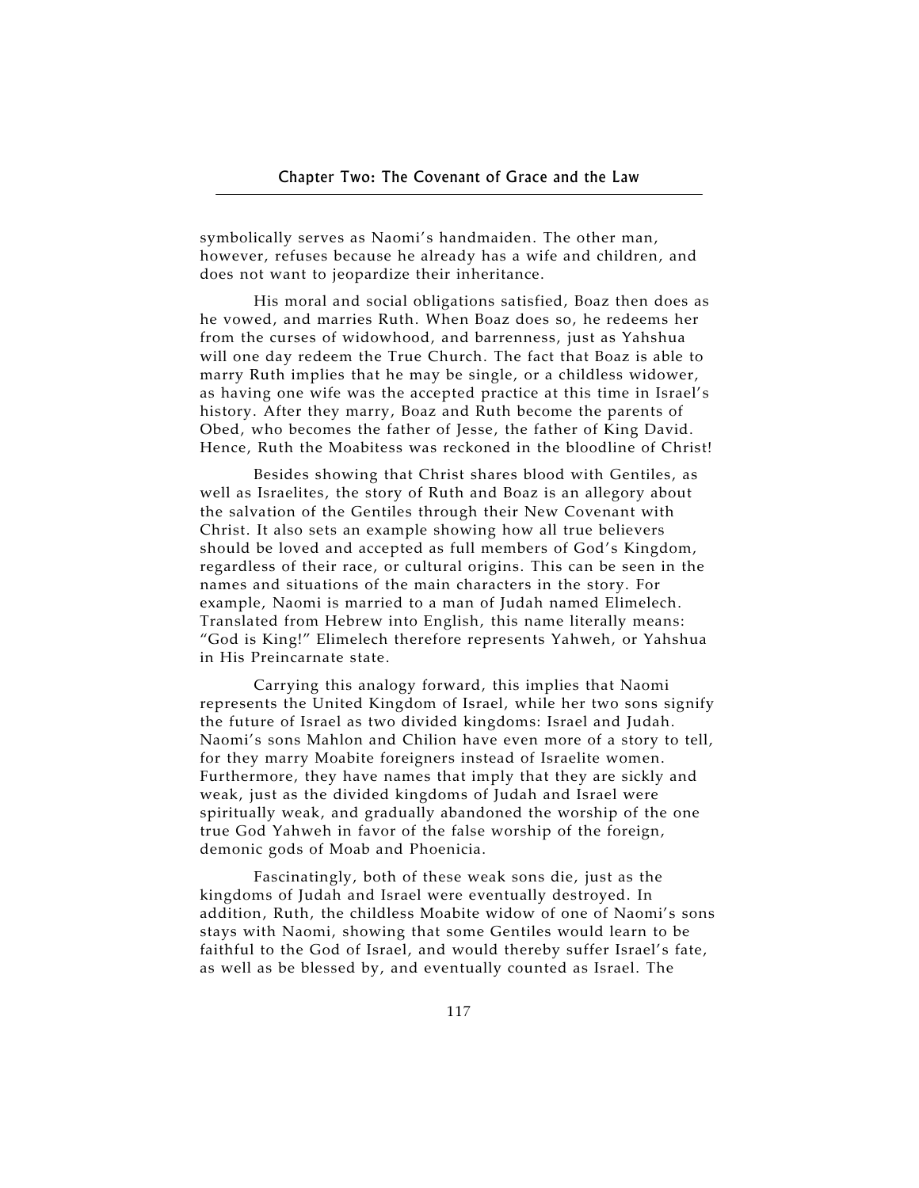symbolically serves as Naomi's handmaiden. The other man, however, refuses because he already has a wife and children, and does not want to jeopardize their inheritance.

His moral and social obligations satisfied, Boaz then does as he vowed, and marries Ruth. When Boaz does so, he redeems her from the curses of widowhood, and barrenness, just as Yahshua will one day redeem the True Church. The fact that Boaz is able to marry Ruth implies that he may be single, or a childless widower, as having one wife was the accepted practice at this time in Israel's history. After they marry, Boaz and Ruth become the parents of Obed, who becomes the father of Jesse, the father of King David. Hence, Ruth the Moabitess was reckoned in the bloodline of Christ!

Besides showing that Christ shares blood with Gentiles, as well as Israelites, the story of Ruth and Boaz is an allegory about the salvation of the Gentiles through their New Covenant with Christ. It also sets an example showing how all true believers should be loved and accepted as full members of God's Kingdom, regardless of their race, or cultural origins. This can be seen in the names and situations of the main characters in the story. For example, Naomi is married to a man of Judah named Elimelech. Translated from Hebrew into English, this name literally means: "God is King!" Elimelech therefore represents Yahweh, or Yahshua in His Preincarnate state.

Carrying this analogy forward, this implies that Naomi represents the United Kingdom of Israel, while her two sons signify the future of Israel as two divided kingdoms: Israel and Judah. Naomi's sons Mahlon and Chilion have even more of a story to tell, for they marry Moabite foreigners instead of Israelite women. Furthermore, they have names that imply that they are sickly and weak, just as the divided kingdoms of Judah and Israel were spiritually weak, and gradually abandoned the worship of the one true God Yahweh in favor of the false worship of the foreign, demonic gods of Moab and Phoenicia.

Fascinatingly, both of these weak sons die, just as the kingdoms of Judah and Israel were eventually destroyed. In addition, Ruth, the childless Moabite widow of one of Naomi's sons stays with Naomi, showing that some Gentiles would learn to be faithful to the God of Israel, and would thereby suffer Israel's fate, as well as be blessed by, and eventually counted as Israel. The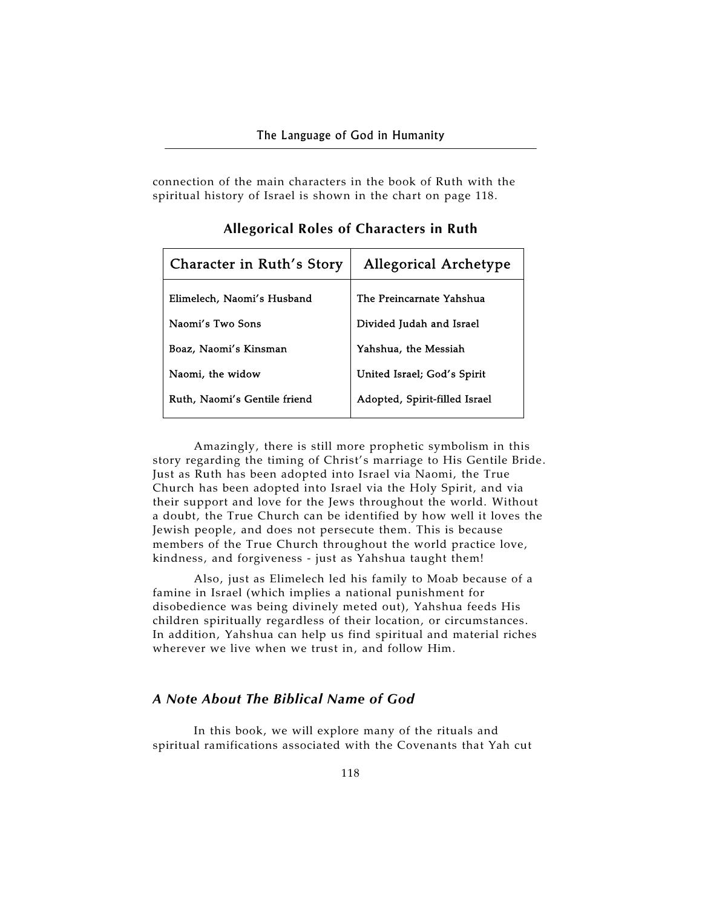connection of the main characters in the book of Ruth with the spiritual history of Israel is shown in the chart on page 118.

### Allegorical Roles of Characters in Ruth

| Character in Ruth's Story | Allegorical Archetype |
|---|---|
| Elimelech, Naomi's Husband | The Preincarnate Yahshua |
| Naomi's Two Sons | Divided Judah and Israel |
| Boaz, Naomi's Kinsman | Yahshua, the Messiah |
| Naomi, the widow | United Israel; God's Spirit |
| Ruth, Naomi's Gentile friend | Adopted, Spirit-filled Israel |

Amazingly, there is still more prophetic symbolism in this story regarding the timing of Christ's marriage to His Gentile Bride. Just as Ruth has been adopted into Israel via Naomi, the True Church has been adopted into Israel via the Holy Spirit, and via their support and love for the Jews throughout the world. Without a doubt, the True Church can be identified by how well it loves the Jewish people, and does not persecute them. This is because members of the True Church throughout the world practice love, kindness, and forgiveness - just as Yahshua taught them!

Also, just as Elimelech led his family to Moab because of a famine in Israel (which implies a national punishment for disobedience was being divinely meted out), Yahshua feeds His children spiritually regardless of their location, or circumstances. In addition, Yahshua can help us find spiritual and material riches wherever we live when we trust in, and follow Him.

### *A Note About The Biblical Name of God*

In this book, we will explore many of the rituals and spiritual ramifications associated with the Covenants that Yah cut